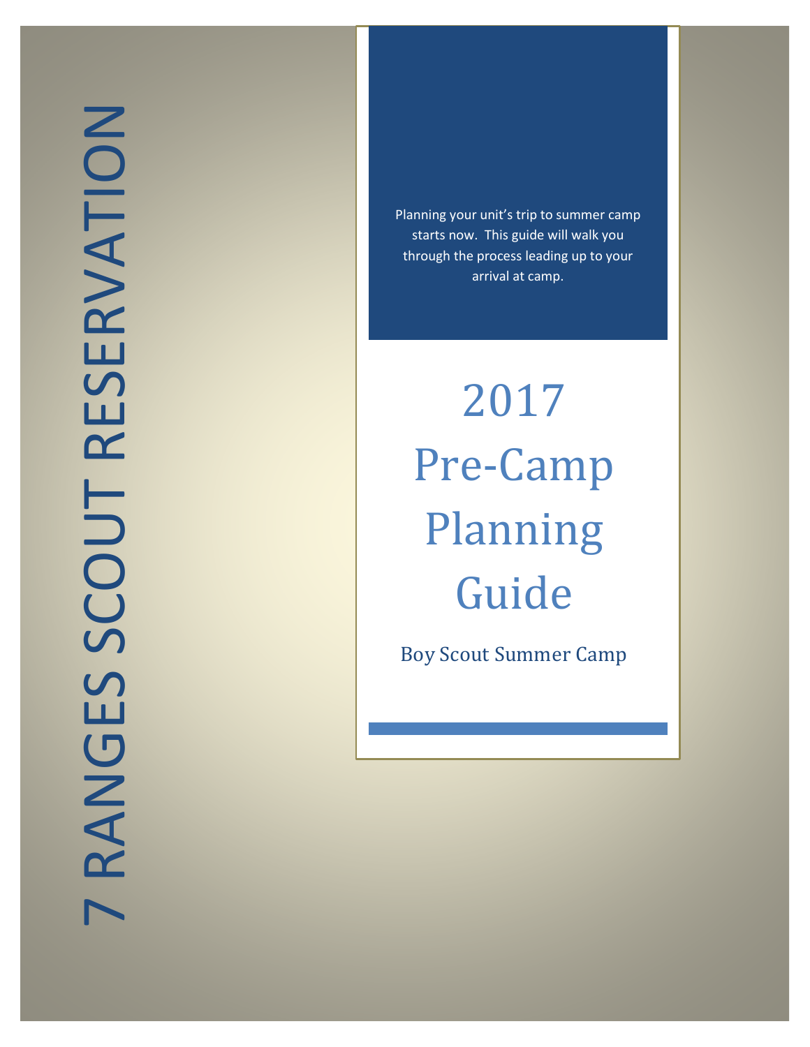# 7 RANGES SCOUT RESERVATION

Planning your unit's trip to summer camp starts now. This guide will walk you through the process leading up to your arrival at camp.

# 2017 Pre-Camp Planning Guide

Boy Scout Summer Camp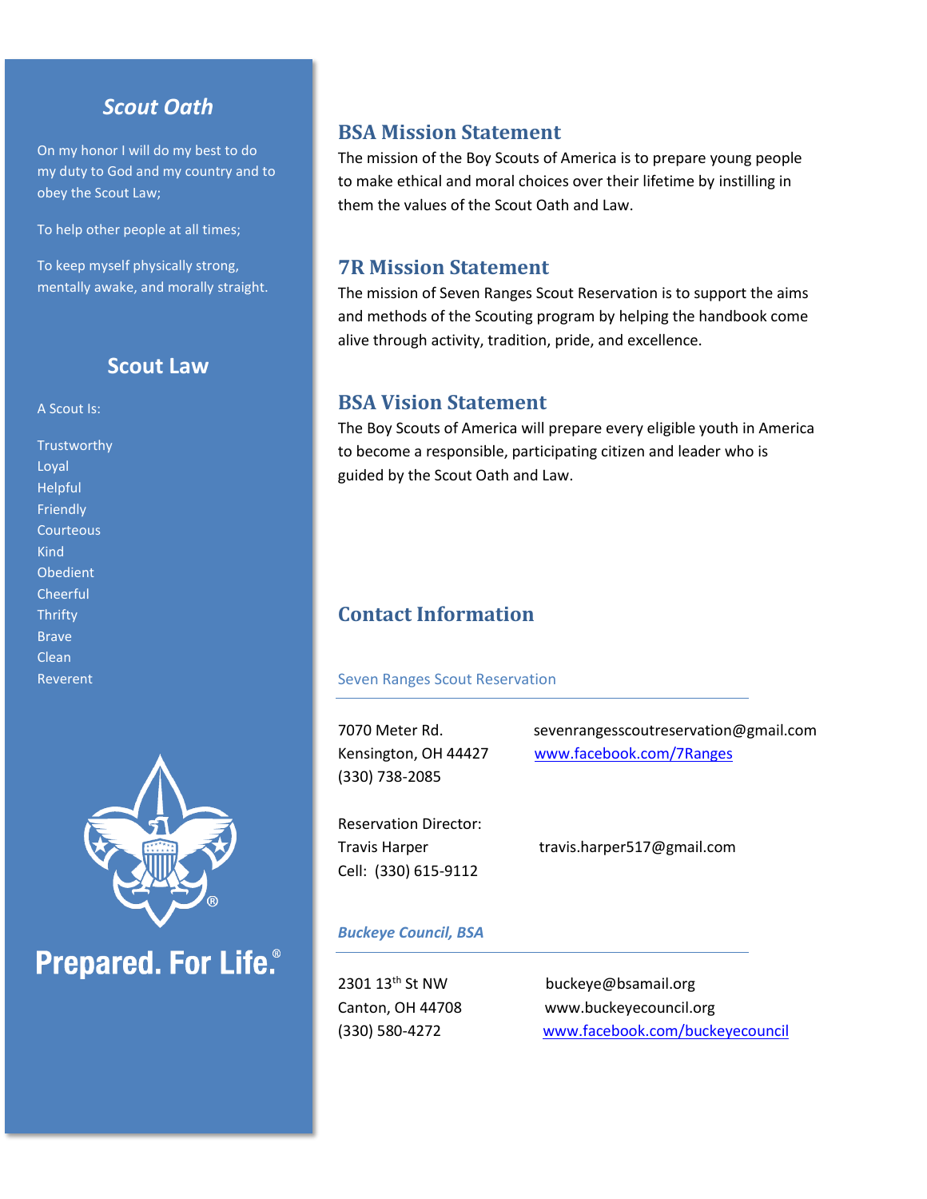## Scout Oath

On my honor I will do my best to do my duty to God and my country and to obey the Scout Law;

To help other people at all times;

To keep myself physically strong, mentally awake, and morally straight.

## Scout Law

A Scout Is:

Trustworthy
Loyal
Helpful
Friendly
Courteous
Kind
Obedient
Cheerful
Thrifty
Brave
Clean
Reverent

Prepared. For Life.®

## BSA Mission Statement

The mission of the Boy Scouts of America is to prepare young people to make ethical and moral choices over their lifetime by instilling in them the values of the Scout Oath and Law.

## 7R Mission Statement

The mission of Seven Ranges Scout Reservation is to support the aims and methods of the Scouting program by helping the handbook come alive through activity, tradition, pride, and excellence.

## BSA Vision Statement

The Boy Scouts of America will prepare every eligible youth in America to become a responsible, participating citizen and leader who is guided by the Scout Oath and Law.

## Contact Information

### Seven Ranges Scout Reservation

7070 Meter Rd.
Kensington, OH 44427
(330) 738-2085

sevenrangesscoutreservation@gmail.com
www.facebook.com/7Ranges

Reservation Director:
Travis Harper
Cell: (330) 615-9112

travis.harper517@gmail.com

### *Buckeye Council, BSA*

2301 13th St NW
Canton, OH 44708
(330) 580-4272

buckeye@bsamail.org
www.buckeyecouncil.org
www.facebook.com/buckeyecouncil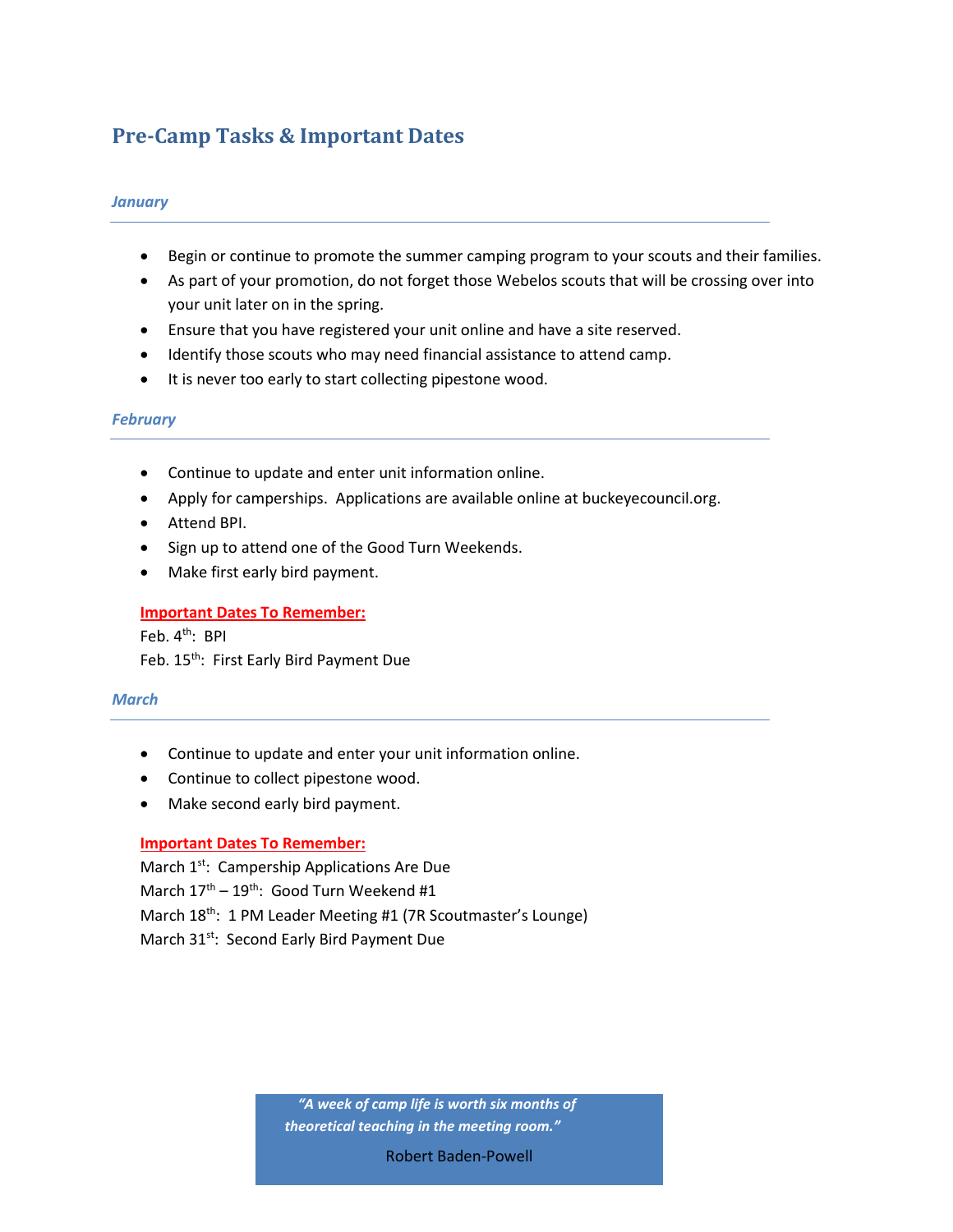## Pre-Camp Tasks & Important Dates

### *January*

- Begin or continue to promote the summer camping program to your scouts and their families.
- As part of your promotion, do not forget those Webelos scouts that will be crossing over into your unit later on in the spring.
- Ensure that you have registered your unit online and have a site reserved.
- Identify those scouts who may need financial assistance to attend camp.
- It is never too early to start collecting pipestone wood.

### *February*

- Continue to update and enter unit information online.
- Apply for camperships. Applications are available online at buckeyecouncil.org.
- Attend BPI.
- Sign up to attend one of the Good Turn Weekends.
- Make first early bird payment.

**Important Dates To Remember:**

Feb. 4th: BPI
Feb. 15th: First Early Bird Payment Due

### *March*

- Continue to update and enter your unit information online.
- Continue to collect pipestone wood.
- Make second early bird payment.

**Important Dates To Remember:**

March 1st: Campership Applications Are Due
March 17th – 19th: Good Turn Weekend #1
March 18th: 1 PM Leader Meeting #1 (7R Scoutmaster's Lounge)
March 31st: Second Early Bird Payment Due

> ***"A week of camp life is worth six months of theoretical teaching in the meeting room."***
>
> Robert Baden-Powell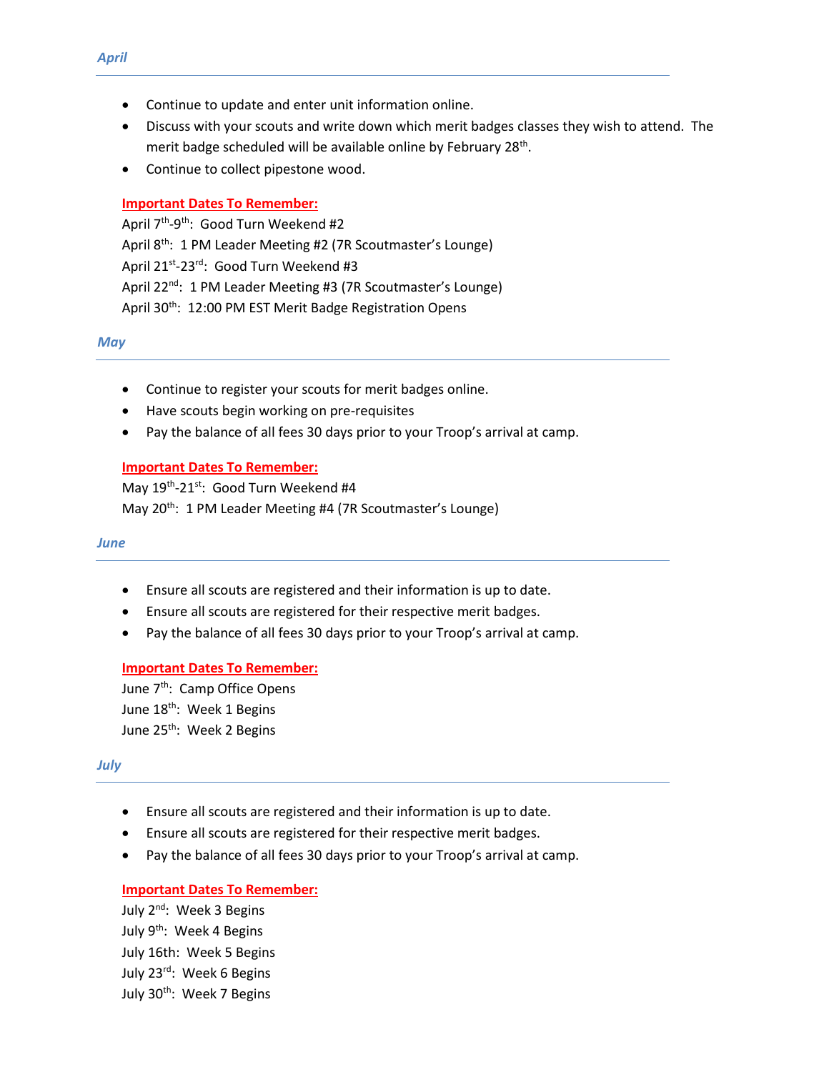## *April*

- Continue to update and enter unit information online.
- Discuss with your scouts and write down which merit badges classes they wish to attend. The merit badge scheduled will be available online by February 28th.
- Continue to collect pipestone wood.

**Important Dates To Remember:**

April 7th-9th: Good Turn Weekend #2
April 8th: 1 PM Leader Meeting #2 (7R Scoutmaster's Lounge)
April 21st-23rd: Good Turn Weekend #3
April 22nd: 1 PM Leader Meeting #3 (7R Scoutmaster's Lounge)
April 30th: 12:00 PM EST Merit Badge Registration Opens

## *May*

- Continue to register your scouts for merit badges online.
- Have scouts begin working on pre-requisites
- Pay the balance of all fees 30 days prior to your Troop's arrival at camp.

**Important Dates To Remember:**

May 19th-21st: Good Turn Weekend #4
May 20th: 1 PM Leader Meeting #4 (7R Scoutmaster's Lounge)

## *June*

- Ensure all scouts are registered and their information is up to date.
- Ensure all scouts are registered for their respective merit badges.
- Pay the balance of all fees 30 days prior to your Troop's arrival at camp.

**Important Dates To Remember:**

June 7th: Camp Office Opens
June 18th: Week 1 Begins
June 25th: Week 2 Begins

## *July*

- Ensure all scouts are registered and their information is up to date.
- Ensure all scouts are registered for their respective merit badges.
- Pay the balance of all fees 30 days prior to your Troop's arrival at camp.

**Important Dates To Remember:**

July 2nd: Week 3 Begins
July 9th: Week 4 Begins
July 16th: Week 5 Begins
July 23rd: Week 6 Begins
July 30th: Week 7 Begins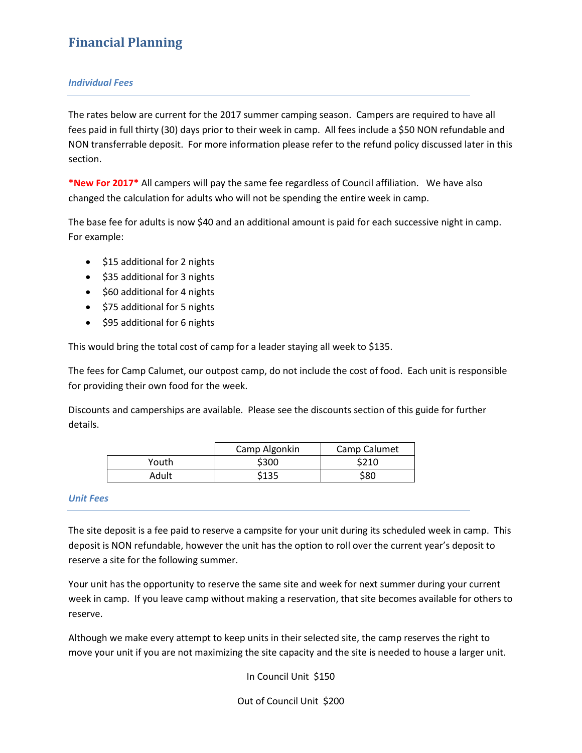# Financial Planning

### *Individual Fees*

The rates below are current for the 2017 summer camping season. Campers are required to have all fees paid in full thirty (30) days prior to their week in camp. All fees include a $50 NON refundable and NON transferrable deposit. For more information please refer to the refund policy discussed later in this section.

***New For 2017*** All campers will pay the same fee regardless of Council affiliation. We have also changed the calculation for adults who will not be spending the entire week in camp.

The base fee for adults is now $40 and an additional amount is paid for each successive night in camp. For example:

- $15 additional for 2 nights
- $35 additional for 3 nights
- $60 additional for 4 nights
- $75 additional for 5 nights
- $95 additional for 6 nights

This would bring the total cost of camp for a leader staying all week to $135.

The fees for Camp Calumet, our outpost camp, do not include the cost of food. Each unit is responsible for providing their own food for the week.

Discounts and camperships are available. Please see the discounts section of this guide for further details.

| | Camp Algonkin | Camp Calumet |
|---|---|---|
| Youth | $300 | $210 |
| Adult | $135 | $80 |

### *Unit Fees*

The site deposit is a fee paid to reserve a campsite for your unit during its scheduled week in camp. This deposit is NON refundable, however the unit has the option to roll over the current year's deposit to reserve a site for the following summer.

Your unit has the opportunity to reserve the same site and week for next summer during your current week in camp. If you leave camp without making a reservation, that site becomes available for others to reserve.

Although we make every attempt to keep units in their selected site, the camp reserves the right to move your unit if you are not maximizing the site capacity and the site is needed to house a larger unit.

In Council Unit $150

Out of Council Unit $200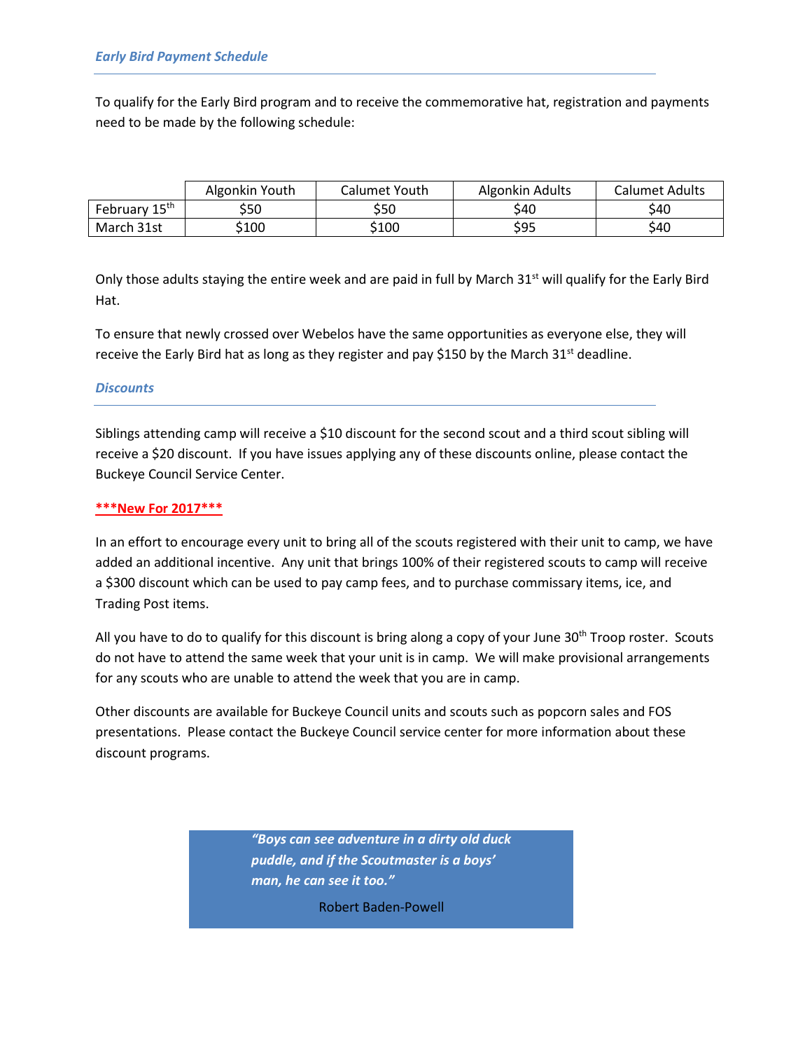### *Early Bird Payment Schedule*

To qualify for the Early Bird program and to receive the commemorative hat, registration and payments need to be made by the following schedule:

| | Algonkin Youth | Calumet Youth | Algonkin Adults | Calumet Adults |
|---|---|---|---|---|
| February 15th | $50 | $50 | $40 | $40 |
| March 31st | $100 | $100 | $95 | $40 |

Only those adults staying the entire week and are paid in full by March 31st will qualify for the Early Bird Hat.

To ensure that newly crossed over Webelos have the same opportunities as everyone else, they will receive the Early Bird hat as long as they register and pay $150 by the March 31st deadline.

### *Discounts*

Siblings attending camp will receive a $10 discount for the second scout and a third scout sibling will receive a $20 discount. If you have issues applying any of these discounts online, please contact the Buckeye Council Service Center.

**\*\*\*New For 2017\*\*\***

In an effort to encourage every unit to bring all of the scouts registered with their unit to camp, we have added an additional incentive. Any unit that brings 100% of their registered scouts to camp will receive a $300 discount which can be used to pay camp fees, and to purchase commissary items, ice, and Trading Post items.

All you have to do to qualify for this discount is bring along a copy of your June 30th Troop roster. Scouts do not have to attend the same week that your unit is in camp. We will make provisional arrangements for any scouts who are unable to attend the week that you are in camp.

Other discounts are available for Buckeye Council units and scouts such as popcorn sales and FOS presentations. Please contact the Buckeye Council service center for more information about these discount programs.

> ***"Boys can see adventure in a dirty old duck puddle, and if the Scoutmaster is a boys' man, he can see it too."***
>
> Robert Baden-Powell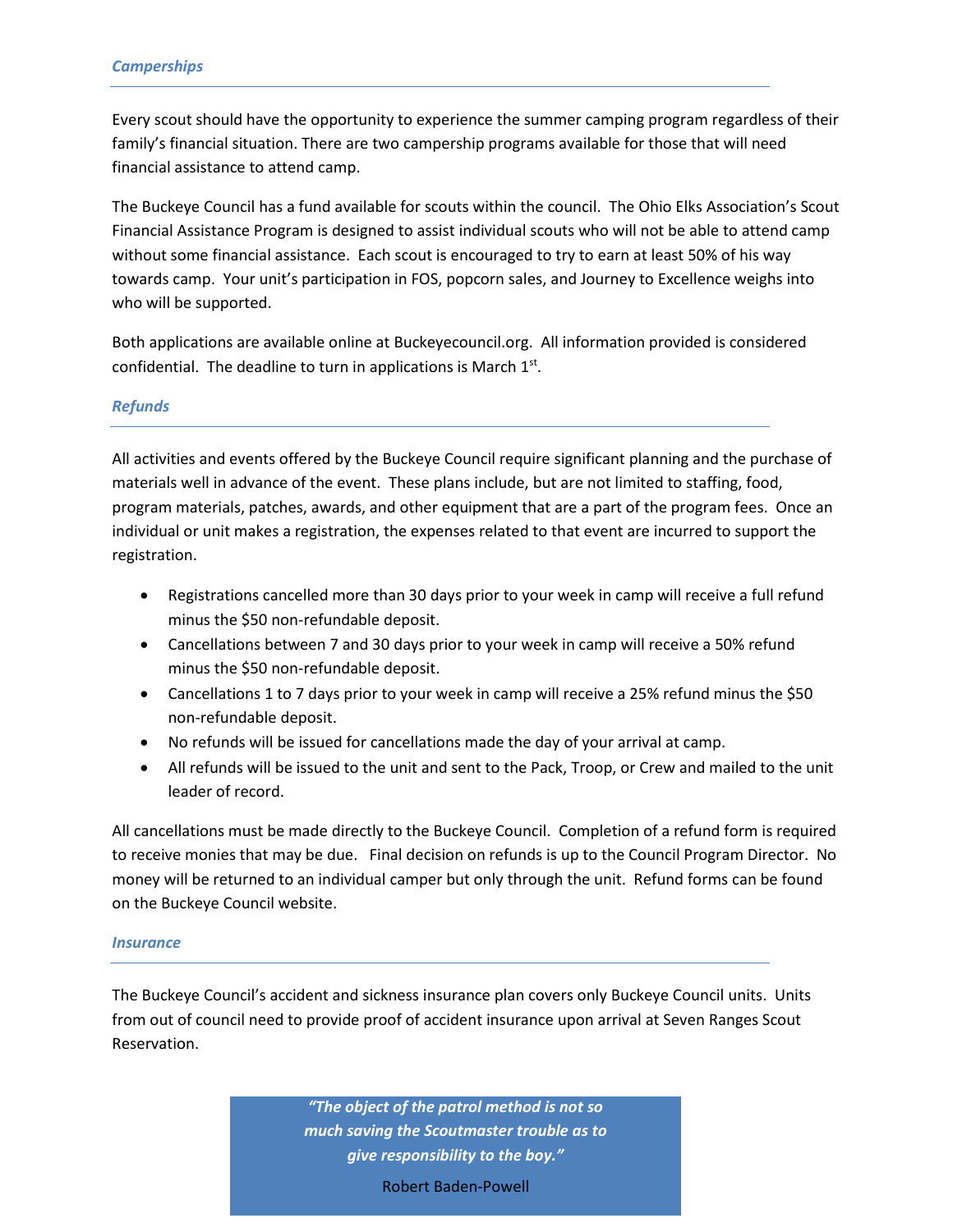### *Camperships*

Every scout should have the opportunity to experience the summer camping program regardless of their family's financial situation. There are two campership programs available for those that will need financial assistance to attend camp.

The Buckeye Council has a fund available for scouts within the council. The Ohio Elks Association's Scout Financial Assistance Program is designed to assist individual scouts who will not be able to attend camp without some financial assistance. Each scout is encouraged to try to earn at least 50% of his way towards camp. Your unit's participation in FOS, popcorn sales, and Journey to Excellence weighs into who will be supported.

Both applications are available online at Buckeyecouncil.org. All information provided is considered confidential. The deadline to turn in applications is March 1st.

### *Refunds*

All activities and events offered by the Buckeye Council require significant planning and the purchase of materials well in advance of the event. These plans include, but are not limited to staffing, food, program materials, patches, awards, and other equipment that are a part of the program fees. Once an individual or unit makes a registration, the expenses related to that event are incurred to support the registration.

- Registrations cancelled more than 30 days prior to your week in camp will receive a full refund minus the $50 non-refundable deposit.
- Cancellations between 7 and 30 days prior to your week in camp will receive a 50% refund minus the $50 non-refundable deposit.
- Cancellations 1 to 7 days prior to your week in camp will receive a 25% refund minus the $50 non-refundable deposit.
- No refunds will be issued for cancellations made the day of your arrival at camp.
- All refunds will be issued to the unit and sent to the Pack, Troop, or Crew and mailed to the unit leader of record.

All cancellations must be made directly to the Buckeye Council. Completion of a refund form is required to receive monies that may be due. Final decision on refunds is up to the Council Program Director. No money will be returned to an individual camper but only through the unit. Refund forms can be found on the Buckeye Council website.

### *Insurance*

The Buckeye Council's accident and sickness insurance plan covers only Buckeye Council units. Units from out of council need to provide proof of accident insurance upon arrival at Seven Ranges Scout Reservation.

> ***"The object of the patrol method is not so much saving the Scoutmaster trouble as to give responsibility to the boy."***
>
> Robert Baden-Powell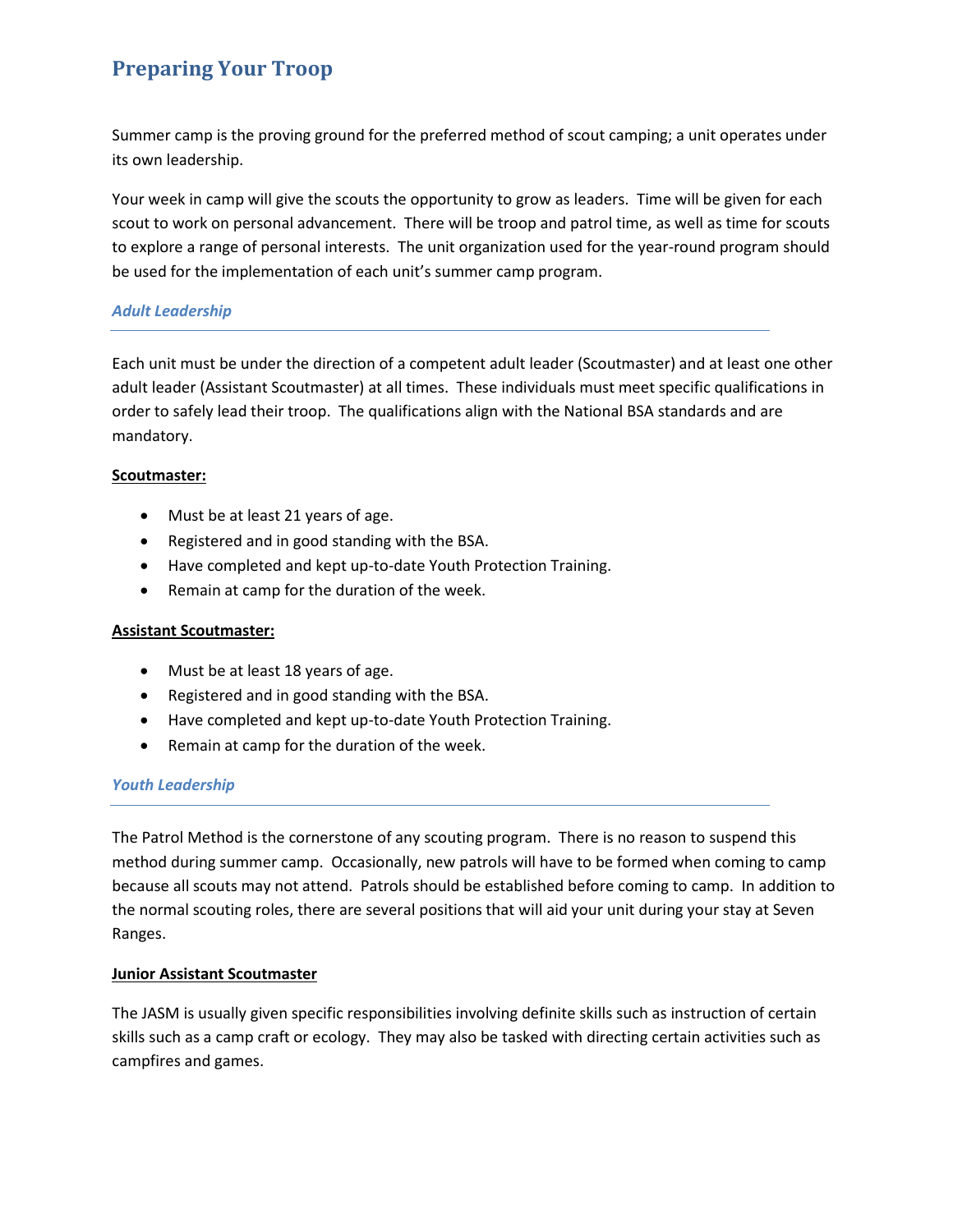# Preparing Your Troop

Summer camp is the proving ground for the preferred method of scout camping; a unit operates under its own leadership.

Your week in camp will give the scouts the opportunity to grow as leaders. Time will be given for each scout to work on personal advancement. There will be troop and patrol time, as well as time for scouts to explore a range of personal interests. The unit organization used for the year-round program should be used for the implementation of each unit's summer camp program.

### *Adult Leadership*

Each unit must be under the direction of a competent adult leader (Scoutmaster) and at least one other adult leader (Assistant Scoutmaster) at all times. These individuals must meet specific qualifications in order to safely lead their troop. The qualifications align with the National BSA standards and are mandatory.

**Scoutmaster:**

- Must be at least 21 years of age.
- Registered and in good standing with the BSA.
- Have completed and kept up-to-date Youth Protection Training.
- Remain at camp for the duration of the week.

**Assistant Scoutmaster:**

- Must be at least 18 years of age.
- Registered and in good standing with the BSA.
- Have completed and kept up-to-date Youth Protection Training.
- Remain at camp for the duration of the week.

### *Youth Leadership*

The Patrol Method is the cornerstone of any scouting program. There is no reason to suspend this method during summer camp. Occasionally, new patrols will have to be formed when coming to camp because all scouts may not attend. Patrols should be established before coming to camp. In addition to the normal scouting roles, there are several positions that will aid your unit during your stay at Seven Ranges.

**Junior Assistant Scoutmaster**

The JASM is usually given specific responsibilities involving definite skills such as instruction of certain skills such as a camp craft or ecology. They may also be tasked with directing certain activities such as campfires and games.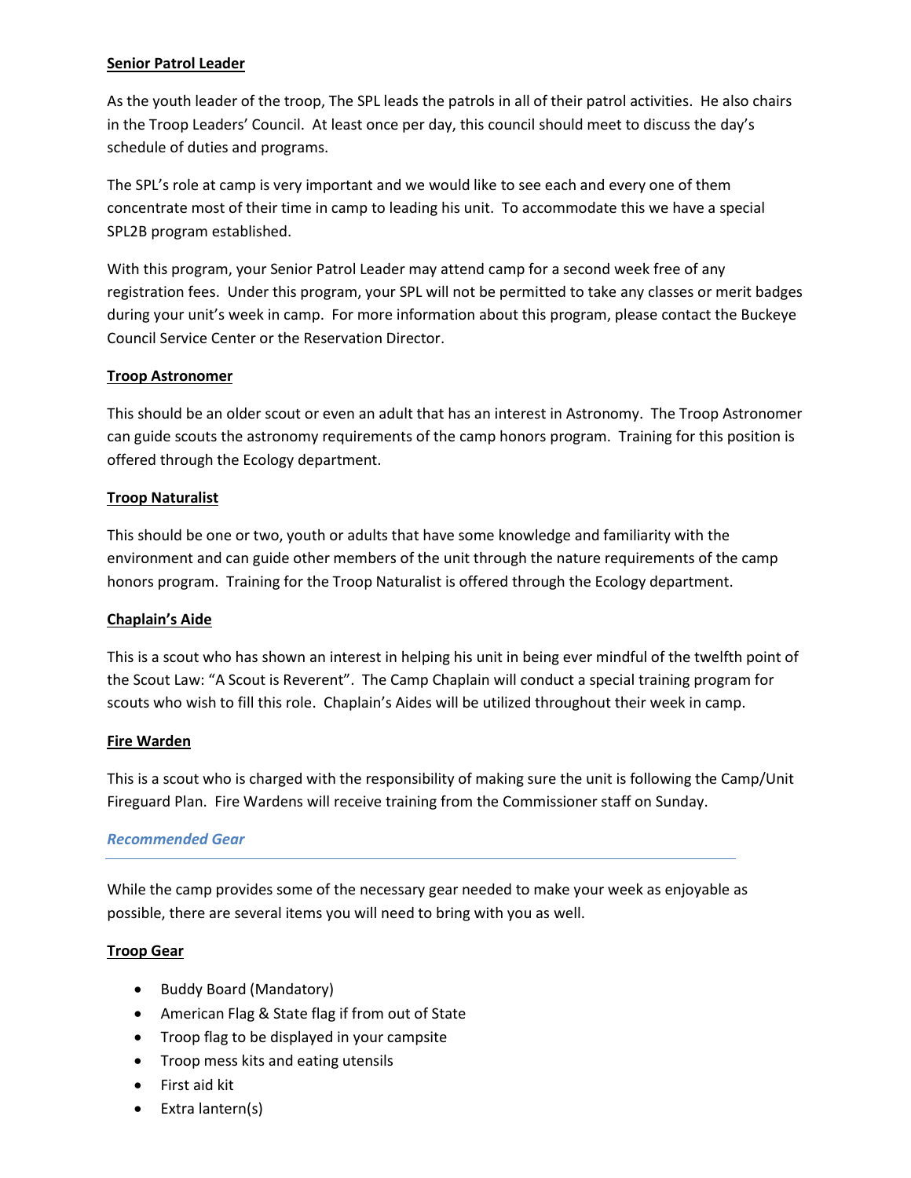**Senior Patrol Leader**

As the youth leader of the troop, The SPL leads the patrols in all of their patrol activities. He also chairs in the Troop Leaders' Council. At least once per day, this council should meet to discuss the day's schedule of duties and programs.

The SPL's role at camp is very important and we would like to see each and every one of them concentrate most of their time in camp to leading his unit. To accommodate this we have a special SPL2B program established.

With this program, your Senior Patrol Leader may attend camp for a second week free of any registration fees. Under this program, your SPL will not be permitted to take any classes or merit badges during your unit's week in camp. For more information about this program, please contact the Buckeye Council Service Center or the Reservation Director.

**Troop Astronomer**

This should be an older scout or even an adult that has an interest in Astronomy. The Troop Astronomer can guide scouts the astronomy requirements of the camp honors program. Training for this position is offered through the Ecology department.

**Troop Naturalist**

This should be one or two, youth or adults that have some knowledge and familiarity with the environment and can guide other members of the unit through the nature requirements of the camp honors program. Training for the Troop Naturalist is offered through the Ecology department.

**Chaplain's Aide**

This is a scout who has shown an interest in helping his unit in being ever mindful of the twelfth point of the Scout Law: "A Scout is Reverent". The Camp Chaplain will conduct a special training program for scouts who wish to fill this role. Chaplain's Aides will be utilized throughout their week in camp.

**Fire Warden**

This is a scout who is charged with the responsibility of making sure the unit is following the Camp/Unit Fireguard Plan. Fire Wardens will receive training from the Commissioner staff on Sunday.

## *Recommended Gear*

While the camp provides some of the necessary gear needed to make your week as enjoyable as possible, there are several items you will need to bring with you as well.

**Troop Gear**

- Buddy Board (Mandatory)
- American Flag & State flag if from out of State
- Troop flag to be displayed in your campsite
- Troop mess kits and eating utensils
- First aid kit
- Extra lantern(s)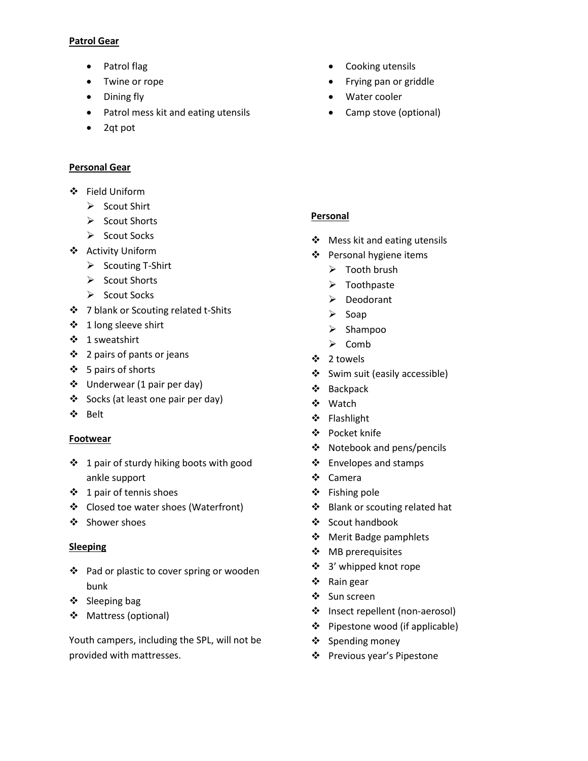**Patrol Gear**

- Patrol flag
- Twine or rope
- Dining fly
- Patrol mess kit and eating utensils
- 2qt pot
- Cooking utensils
- Frying pan or griddle
- Water cooler
- Camp stove (optional)

**Personal Gear**

- Field Uniform
  - Scout Shirt
  - Scout Shorts
  - Scout Socks
- Activity Uniform
  - Scouting T-Shirt
  - Scout Shorts
  - Scout Socks
- 7 blank or Scouting related t-Shits
- 1 long sleeve shirt
- 1 sweatshirt
- 2 pairs of pants or jeans
- 5 pairs of shorts
- Underwear (1 pair per day)
- Socks (at least one pair per day)
- Belt

**Footwear**

- 1 pair of sturdy hiking boots with good ankle support
- 1 pair of tennis shoes
- Closed toe water shoes (Waterfront)
- Shower shoes

**Sleeping**

- Pad or plastic to cover spring or wooden bunk
- Sleeping bag
- Mattress (optional)

Youth campers, including the SPL, will not be provided with mattresses.

**Personal**

- Mess kit and eating utensils
- Personal hygiene items
  - Tooth brush
  - Toothpaste
  - Deodorant
  - Soap
  - Shampoo
  - Comb
- 2 towels
- Swim suit (easily accessible)
- Backpack
- Watch
- Flashlight
- Pocket knife
- Notebook and pens/pencils
- Envelopes and stamps
- Camera
- Fishing pole
- Blank or scouting related hat
- Scout handbook
- Merit Badge pamphlets
- MB prerequisites
- 3' whipped knot rope
- Rain gear
- Sun screen
- Insect repellent (non-aerosol)
- Pipestone wood (if applicable)
- Spending money
- Previous year's Pipestone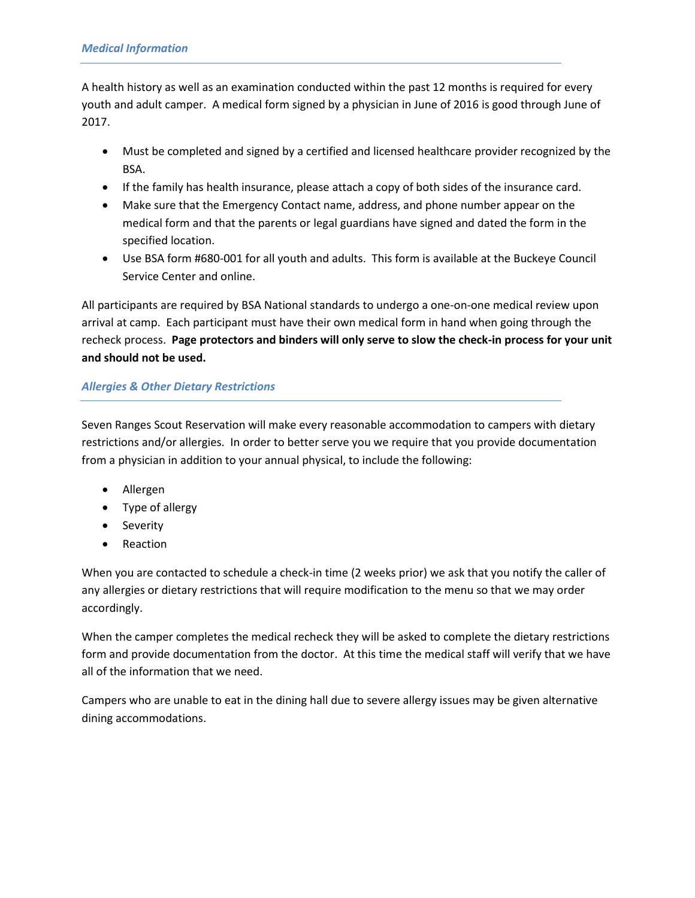### *Medical Information*

A health history as well as an examination conducted within the past 12 months is required for every youth and adult camper. A medical form signed by a physician in June of 2016 is good through June of 2017.

- Must be completed and signed by a certified and licensed healthcare provider recognized by the BSA.
- If the family has health insurance, please attach a copy of both sides of the insurance card.
- Make sure that the Emergency Contact name, address, and phone number appear on the medical form and that the parents or legal guardians have signed and dated the form in the specified location.
- Use BSA form #680-001 for all youth and adults. This form is available at the Buckeye Council Service Center and online.

All participants are required by BSA National standards to undergo a one-on-one medical review upon arrival at camp. Each participant must have their own medical form in hand when going through the recheck process. **Page protectors and binders will only serve to slow the check-in process for your unit and should not be used.**

### *Allergies & Other Dietary Restrictions*

Seven Ranges Scout Reservation will make every reasonable accommodation to campers with dietary restrictions and/or allergies. In order to better serve you we require that you provide documentation from a physician in addition to your annual physical, to include the following:

- Allergen
- Type of allergy
- Severity
- Reaction

When you are contacted to schedule a check-in time (2 weeks prior) we ask that you notify the caller of any allergies or dietary restrictions that will require modification to the menu so that we may order accordingly.

When the camper completes the medical recheck they will be asked to complete the dietary restrictions form and provide documentation from the doctor. At this time the medical staff will verify that we have all of the information that we need.

Campers who are unable to eat in the dining hall due to severe allergy issues may be given alternative dining accommodations.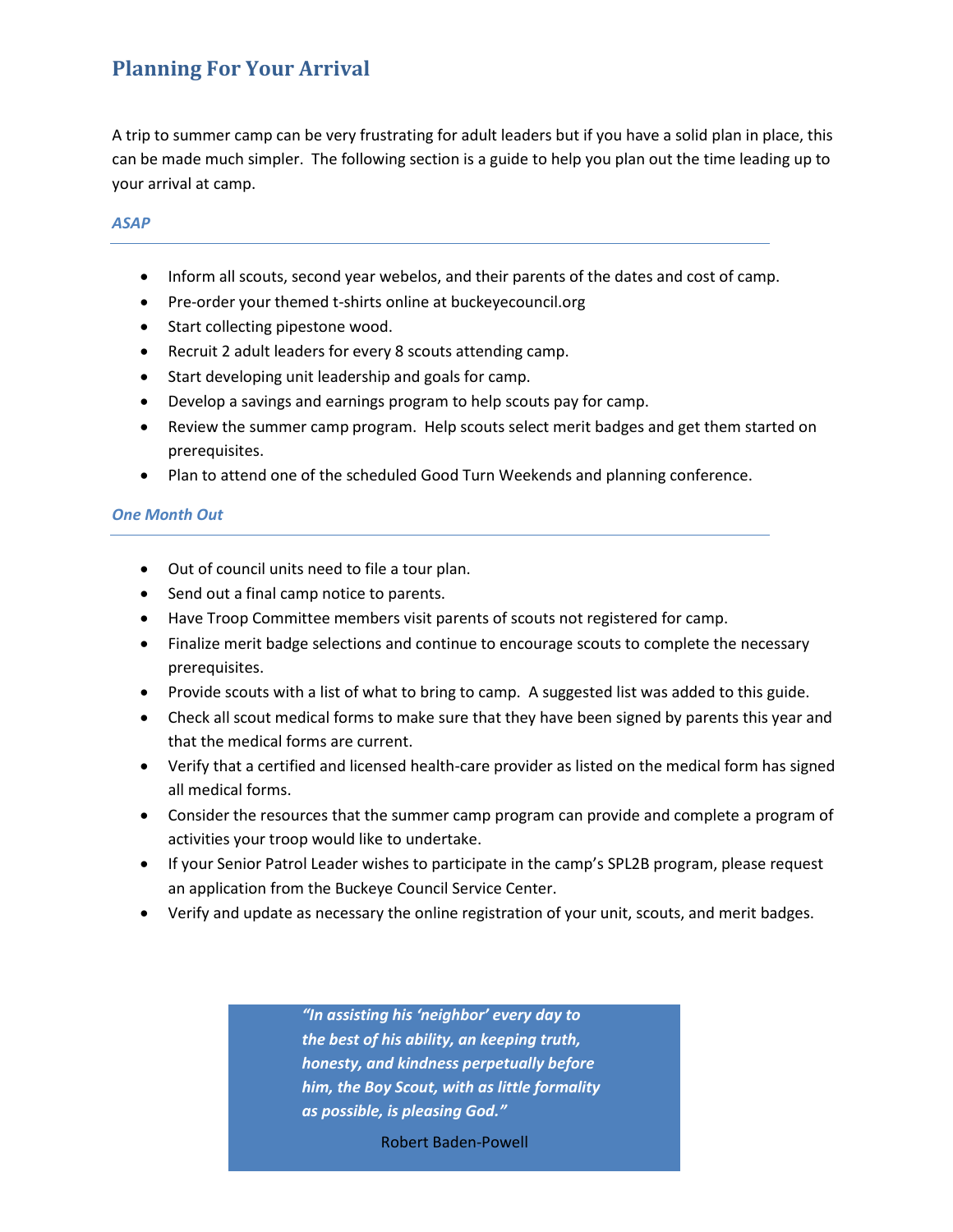## Planning For Your Arrival

A trip to summer camp can be very frustrating for adult leaders but if you have a solid plan in place, this can be made much simpler. The following section is a guide to help you plan out the time leading up to your arrival at camp.

### *ASAP*

- Inform all scouts, second year webelos, and their parents of the dates and cost of camp.
- Pre-order your themed t-shirts online at buckeyecouncil.org
- Start collecting pipestone wood.
- Recruit 2 adult leaders for every 8 scouts attending camp.
- Start developing unit leadership and goals for camp.
- Develop a savings and earnings program to help scouts pay for camp.
- Review the summer camp program. Help scouts select merit badges and get them started on prerequisites.
- Plan to attend one of the scheduled Good Turn Weekends and planning conference.

### *One Month Out*

- Out of council units need to file a tour plan.
- Send out a final camp notice to parents.
- Have Troop Committee members visit parents of scouts not registered for camp.
- Finalize merit badge selections and continue to encourage scouts to complete the necessary prerequisites.
- Provide scouts with a list of what to bring to camp. A suggested list was added to this guide.
- Check all scout medical forms to make sure that they have been signed by parents this year and that the medical forms are current.
- Verify that a certified and licensed health-care provider as listed on the medical form has signed all medical forms.
- Consider the resources that the summer camp program can provide and complete a program of activities your troop would like to undertake.
- If your Senior Patrol Leader wishes to participate in the camp's SPL2B program, please request an application from the Buckeye Council Service Center.
- Verify and update as necessary the online registration of your unit, scouts, and merit badges.

> ***"In assisting his 'neighbor' every day to the best of his ability, an keeping truth, honesty, and kindness perpetually before him, the Boy Scout, with as little formality as possible, is pleasing God."***
>
> Robert Baden-Powell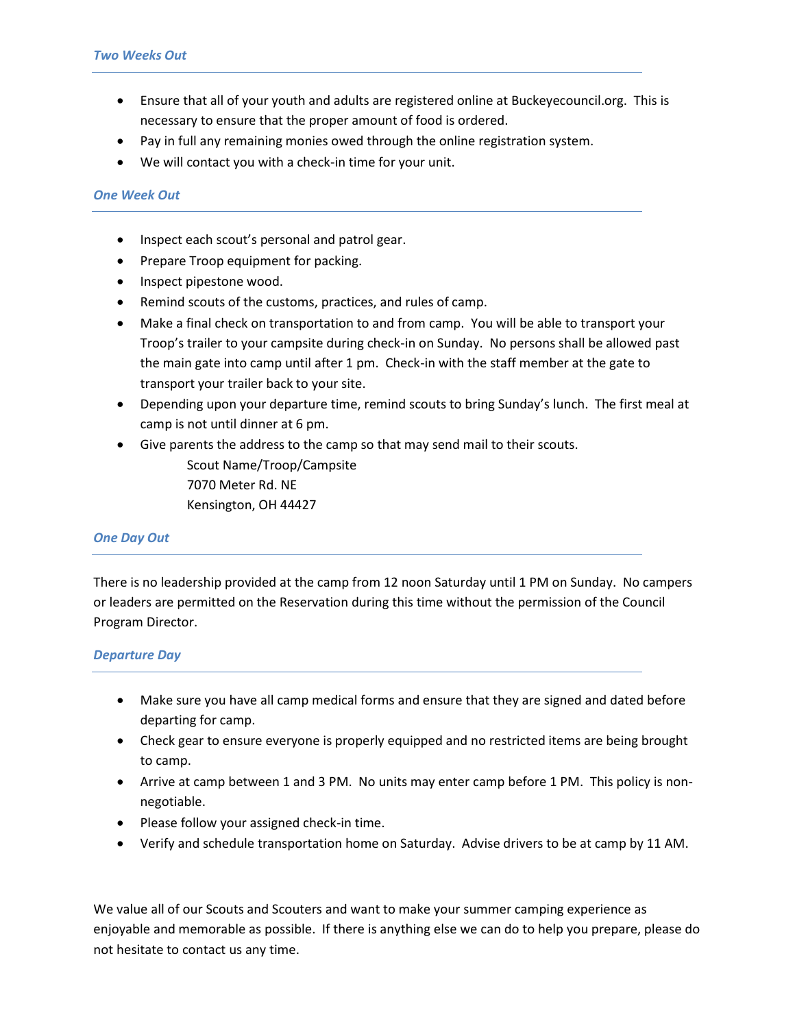### *Two Weeks Out*

- Ensure that all of your youth and adults are registered online at Buckeyecouncil.org. This is necessary to ensure that the proper amount of food is ordered.
- Pay in full any remaining monies owed through the online registration system.
- We will contact you with a check-in time for your unit.

### *One Week Out*

- Inspect each scout's personal and patrol gear.
- Prepare Troop equipment for packing.
- Inspect pipestone wood.
- Remind scouts of the customs, practices, and rules of camp.
- Make a final check on transportation to and from camp. You will be able to transport your Troop's trailer to your campsite during check-in on Sunday. No persons shall be allowed past the main gate into camp until after 1 pm. Check-in with the staff member at the gate to transport your trailer back to your site.
- Depending upon your departure time, remind scouts to bring Sunday's lunch. The first meal at camp is not until dinner at 6 pm.
- Give parents the address to the camp so that may send mail to their scouts.

  Scout Name/Troop/Campsite
  7070 Meter Rd. NE
  Kensington, OH 44427

### *One Day Out*

There is no leadership provided at the camp from 12 noon Saturday until 1 PM on Sunday. No campers or leaders are permitted on the Reservation during this time without the permission of the Council Program Director.

### *Departure Day*

- Make sure you have all camp medical forms and ensure that they are signed and dated before departing for camp.
- Check gear to ensure everyone is properly equipped and no restricted items are being brought to camp.
- Arrive at camp between 1 and 3 PM. No units may enter camp before 1 PM. This policy is non-negotiable.
- Please follow your assigned check-in time.
- Verify and schedule transportation home on Saturday. Advise drivers to be at camp by 11 AM.

We value all of our Scouts and Scouters and want to make your summer camping experience as enjoyable and memorable as possible. If there is anything else we can do to help you prepare, please do not hesitate to contact us any time.